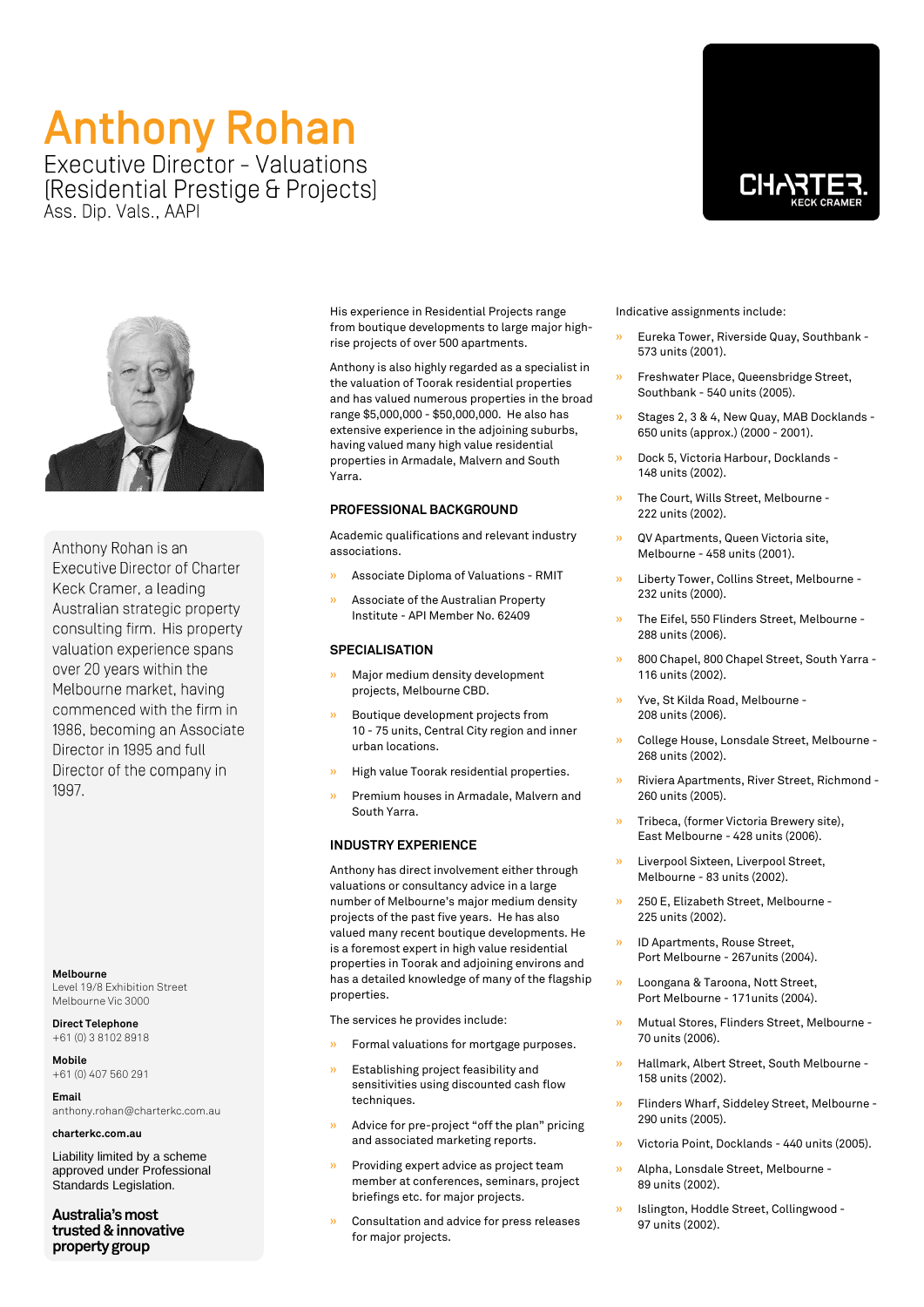# Anthony Rohan

Executive Director - Valuations
(Residential Prestige & Projects)
Ass. Dip. Vals., AAPI

Anthony Rohan is an Executive Director of Charter Keck Cramer, a leading Australian strategic property consulting firm. His property valuation experience spans over 20 years within the Melbourne market, having commenced with the firm in 1986, becoming an Associate Director in 1995 and full Director of the company in 1997.

**Melbourne**
Level 19/8 Exhibition Street
Melbourne Vic 3000

**Direct Telephone**
+61 (0) 3 8102 8918

**Mobile**
+61 (0) 407 560 291

**Email**
anthony.rohan@charterkc.com.au

**charterkc.com.au**

Liability limited by a scheme approved under Professional Standards Legislation.

**Australia's most trusted & innovative property group**

His experience in Residential Projects range from boutique developments to large major high-rise projects of over 500 apartments.

Anthony is also highly regarded as a specialist in the valuation of Toorak residential properties and has valued numerous properties in the broad range $5,000,000 - $50,000,000. He also has extensive experience in the adjoining suburbs, having valued many high value residential properties in Armadale, Malvern and South Yarra.

## PROFESSIONAL BACKGROUND

Academic qualifications and relevant industry associations.

- Associate Diploma of Valuations - RMIT
- Associate of the Australian Property Institute - API Member No. 62409

## SPECIALISATION

- Major medium density development projects, Melbourne CBD.
- Boutique development projects from 10 - 75 units, Central City region and inner urban locations.
- High value Toorak residential properties.
- Premium houses in Armadale, Malvern and South Yarra.

## INDUSTRY EXPERIENCE

Anthony has direct involvement either through valuations or consultancy advice in a large number of Melbourne's major medium density projects of the past five years. He has also valued many recent boutique developments. He is a foremost expert in high value residential properties in Toorak and adjoining environs and has a detailed knowledge of many of the flagship properties.

The services he provides include:

- Formal valuations for mortgage purposes.
- Establishing project feasibility and sensitivities using discounted cash flow techniques.
- Advice for pre-project "off the plan" pricing and associated marketing reports.
- Providing expert advice as project team member at conferences, seminars, project briefings etc. for major projects.
- Consultation and advice for press releases for major projects.

Indicative assignments include:

- Eureka Tower, Riverside Quay, Southbank - 573 units (2001).
- Freshwater Place, Queensbridge Street, Southbank - 540 units (2005).
- Stages 2, 3 & 4, New Quay, MAB Docklands - 650 units (approx.) (2000 - 2001).
- Dock 5, Victoria Harbour, Docklands - 148 units (2002).
- The Court, Wills Street, Melbourne - 222 units (2002).
- QV Apartments, Queen Victoria site, Melbourne - 458 units (2001).
- Liberty Tower, Collins Street, Melbourne - 232 units (2000).
- The Eifel, 550 Flinders Street, Melbourne - 288 units (2006).
- 800 Chapel, 800 Chapel Street, South Yarra - 116 units (2002).
- Yve, St Kilda Road, Melbourne - 208 units (2006).
- College House, Lonsdale Street, Melbourne - 268 units (2002).
- Riviera Apartments, River Street, Richmond - 260 units (2005).
- Tribeca, (former Victoria Brewery site), East Melbourne - 428 units (2006).
- Liverpool Sixteen, Liverpool Street, Melbourne - 83 units (2002).
- 250 E, Elizabeth Street, Melbourne - 225 units (2002).
- ID Apartments, Rouse Street, Port Melbourne - 267units (2004).
- Loongana & Taroona, Nott Street, Port Melbourne - 171units (2004).
- Mutual Stores, Flinders Street, Melbourne - 70 units (2006).
- Hallmark, Albert Street, South Melbourne - 158 units (2002).
- Flinders Wharf, Siddeley Street, Melbourne - 290 units (2005).
- Victoria Point, Docklands - 440 units (2005).
- Alpha, Lonsdale Street, Melbourne - 89 units (2002).
- Islington, Hoddle Street, Collingwood - 97 units (2002).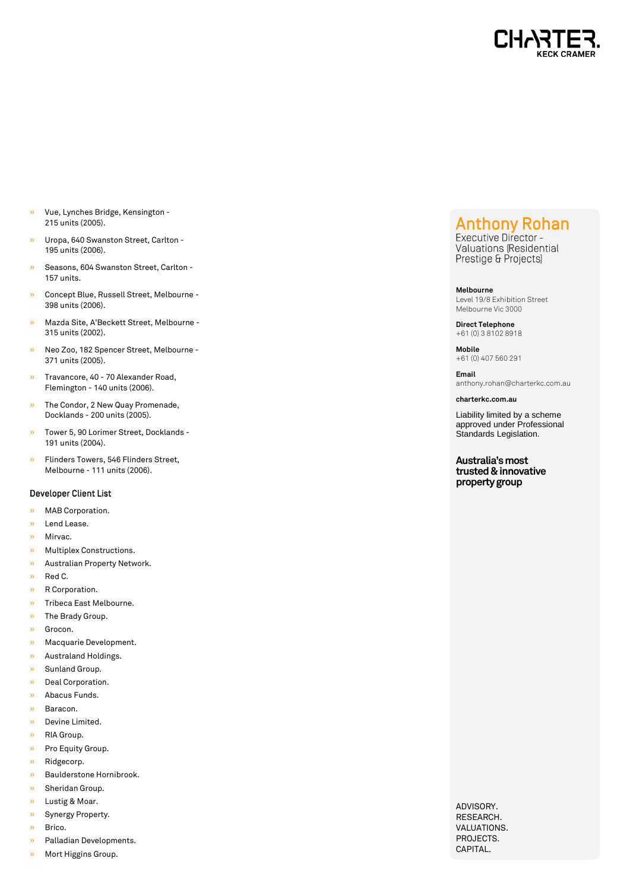- Vue, Lynches Bridge, Kensington - 215 units (2005).
- Uropa, 640 Swanston Street, Carlton - 195 units (2006).
- Seasons, 604 Swanston Street, Carlton - 157 units.
- Concept Blue, Russell Street, Melbourne - 398 units (2006).
- Mazda Site, A'Beckett Street, Melbourne - 315 units (2002).
- Neo Zoo, 182 Spencer Street, Melbourne - 371 units (2005).
- Travancore, 40 - 70 Alexander Road, Flemington - 140 units (2006).
- The Condor, 2 New Quay Promenade, Docklands - 200 units (2005).
- Tower 5, 90 Lorimer Street, Docklands - 191 units (2004).
- Flinders Towers, 546 Flinders Street, Melbourne - 111 units (2006).

### Developer Client List

- MAB Corporation.
- Lend Lease.
- Mirvac.
- Multiplex Constructions.
- Australian Property Network.
- Red C.
- R Corporation.
- Tribeca East Melbourne.
- The Brady Group.
- Grocon.
- Macquarie Development.
- Australand Holdings.
- Sunland Group.
- Deal Corporation.
- Abacus Funds.
- Baracon.
- Devine Limited.
- RIA Group.
- Pro Equity Group.
- Ridgecorp.
- Baulderstone Hornibrook.
- Sheridan Group.
- Lustig & Moar.
- Synergy Property.
- Brico.
- Palladian Developments.
- Mort Higgins Group.

## Anthony Rohan

Executive Director - Valuations [Residential Prestige & Projects]

**Melbourne**
Level 19/8 Exhibition Street
Melbourne Vic 3000

**Direct Telephone**
+61 (0) 3 8102 8918

**Mobile**
+61 (0) 407 560 291

**Email**
anthony.rohan@charterkc.com.au

**charterkc.com.au**

Liability limited by a scheme approved under Professional Standards Legislation.

**Australia's most trusted & innovative property group**

ADVISORY.
RESEARCH.
VALUATIONS.
PROJECTS.
CAPITAL.